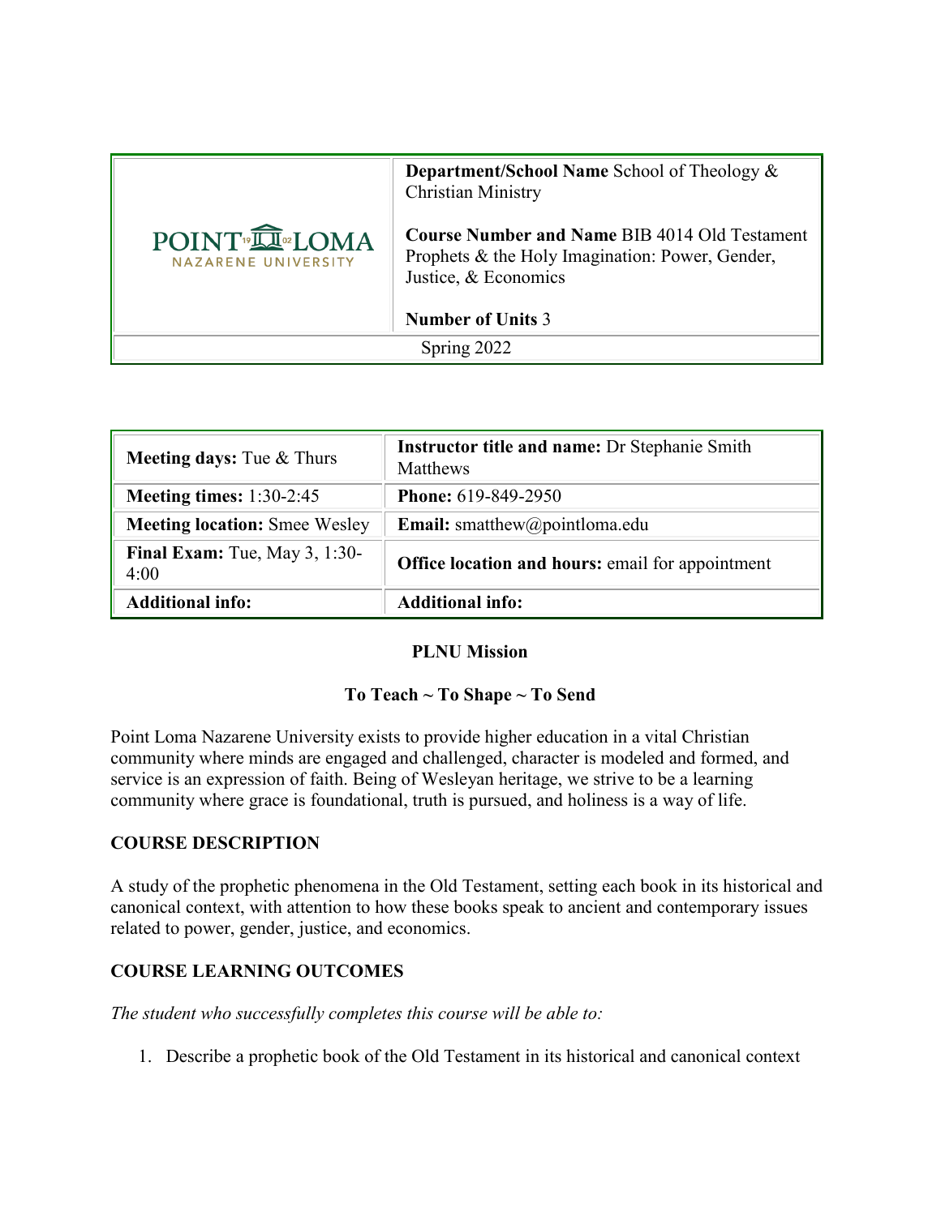| | |
|---|---|
| POINT LOMA NAZARENE UNIVERSITY | **Department/School Name** School of Theology & Christian Ministry<br><br>**Course Number and Name** BIB 4014 Old Testament Prophets & the Holy Imagination: Power, Gender, Justice, & Economics<br><br>**Number of Units** 3 |
| Spring 2022 | |

| | |
|---|---|
| **Meeting days:** Tue & Thurs | **Instructor title and name:** Dr Stephanie Smith Matthews |
| **Meeting times:** 1:30-2:45 | **Phone:** 619-849-2950 |
| **Meeting location:** Smee Wesley | **Email:** smatthew@pointloma.edu |
| **Final Exam:** Tue, May 3, 1:30-4:00 | **Office location and hours:** email for appointment |
| **Additional info:** | **Additional info:** |

**PLNU Mission**

**To Teach ~ To Shape ~ To Send**

Point Loma Nazarene University exists to provide higher education in a vital Christian community where minds are engaged and challenged, character is modeled and formed, and service is an expression of faith. Being of Wesleyan heritage, we strive to be a learning community where grace is foundational, truth is pursued, and holiness is a way of life.

## COURSE DESCRIPTION

A study of the prophetic phenomena in the Old Testament, setting each book in its historical and canonical context, with attention to how these books speak to ancient and contemporary issues related to power, gender, justice, and economics.

## COURSE LEARNING OUTCOMES

*The student who successfully completes this course will be able to:*

1. Describe a prophetic book of the Old Testament in its historical and canonical context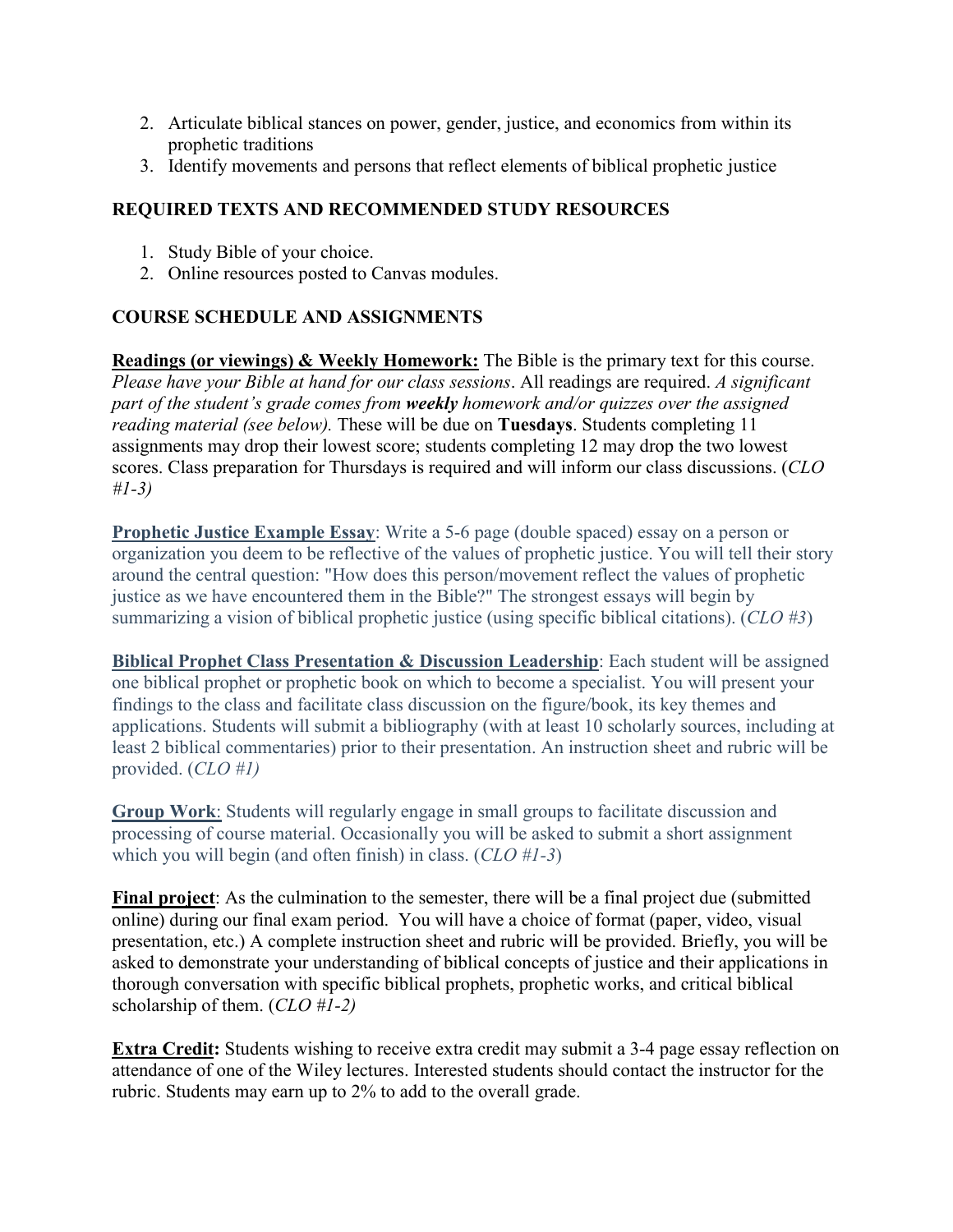2. Articulate biblical stances on power, gender, justice, and economics from within its prophetic traditions
3. Identify movements and persons that reflect elements of biblical prophetic justice

## REQUIRED TEXTS AND RECOMMENDED STUDY RESOURCES

1. Study Bible of your choice.
2. Online resources posted to Canvas modules.

## COURSE SCHEDULE AND ASSIGNMENTS

**Readings (or viewings) & Weekly Homework:** The Bible is the primary text for this course. *Please have your Bible at hand for our class sessions*. All readings are required. *A significant part of the student's grade comes from **weekly** homework and/or quizzes over the assigned reading material (see below).* These will be due on **Tuesdays**. Students completing 11 assignments may drop their lowest score; students completing 12 may drop the two lowest scores. Class preparation for Thursdays is required and will inform our class discussions. (*CLO #1-3)*

**Prophetic Justice Example Essay**: Write a 5-6 page (double spaced) essay on a person or organization you deem to be reflective of the values of prophetic justice. You will tell their story around the central question: "How does this person/movement reflect the values of prophetic justice as we have encountered them in the Bible?" The strongest essays will begin by summarizing a vision of biblical prophetic justice (using specific biblical citations). (*CLO #3*)

**Biblical Prophet Class Presentation & Discussion Leadership**: Each student will be assigned one biblical prophet or prophetic book on which to become a specialist. You will present your findings to the class and facilitate class discussion on the figure/book, its key themes and applications. Students will submit a bibliography (with at least 10 scholarly sources, including at least 2 biblical commentaries) prior to their presentation. An instruction sheet and rubric will be provided. (*CLO #1)*

**Group Work**: Students will regularly engage in small groups to facilitate discussion and processing of course material. Occasionally you will be asked to submit a short assignment which you will begin (and often finish) in class. (*CLO #1-3*)

**Final project**: As the culmination to the semester, there will be a final project due (submitted online) during our final exam period. You will have a choice of format (paper, video, visual presentation, etc.) A complete instruction sheet and rubric will be provided. Briefly, you will be asked to demonstrate your understanding of biblical concepts of justice and their applications in thorough conversation with specific biblical prophets, prophetic works, and critical biblical scholarship of them. (*CLO #1-2)*

**Extra Credit:** Students wishing to receive extra credit may submit a 3-4 page essay reflection on attendance of one of the Wiley lectures. Interested students should contact the instructor for the rubric. Students may earn up to 2% to add to the overall grade.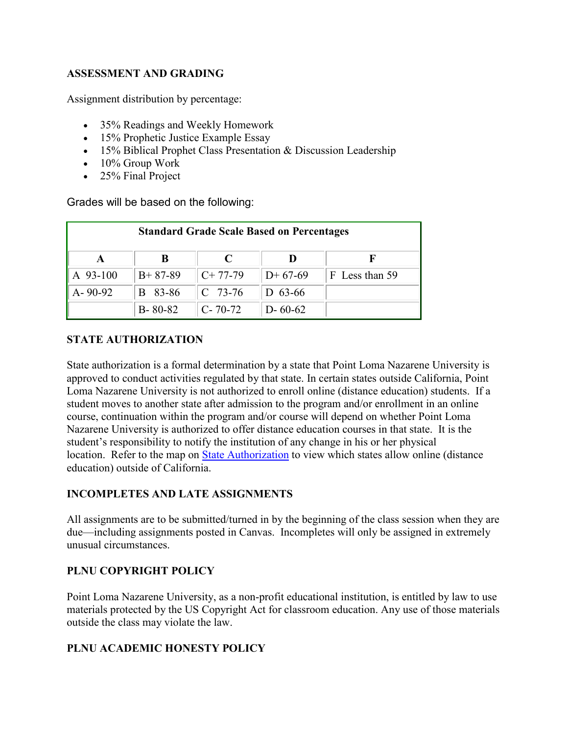**ASSESSMENT AND GRADING**

Assignment distribution by percentage:

- 35% Readings and Weekly Homework
- 15% Prophetic Justice Example Essay
- 15% Biblical Prophet Class Presentation & Discussion Leadership
- 10% Group Work
- 25% Final Project

Grades will be based on the following:

**Standard Grade Scale Based on Percentages**

| A | B | C | D | F |
|---|---|---|---|---|
| A 93-100 | B+ 87-89 | C+ 77-79 | D+ 67-69 | F Less than 59 |
| A- 90-92 | B 83-86 | C 73-76 | D 63-66 | |
| | B- 80-82 | C- 70-72 | D- 60-62 | |

**STATE AUTHORIZATION**

State authorization is a formal determination by a state that Point Loma Nazarene University is approved to conduct activities regulated by that state. In certain states outside California, Point Loma Nazarene University is not authorized to enroll online (distance education) students. If a student moves to another state after admission to the program and/or enrollment in an online course, continuation within the program and/or course will depend on whether Point Loma Nazarene University is authorized to offer distance education courses in that state. It is the student's responsibility to notify the institution of any change in his or her physical location. Refer to the map on State Authorization to view which states allow online (distance education) outside of California.

**INCOMPLETES AND LATE ASSIGNMENTS**

All assignments are to be submitted/turned in by the beginning of the class session when they are due—including assignments posted in Canvas. Incompletes will only be assigned in extremely unusual circumstances.

**PLNU COPYRIGHT POLICY**

Point Loma Nazarene University, as a non-profit educational institution, is entitled by law to use materials protected by the US Copyright Act for classroom education. Any use of those materials outside the class may violate the law.

**PLNU ACADEMIC HONESTY POLICY**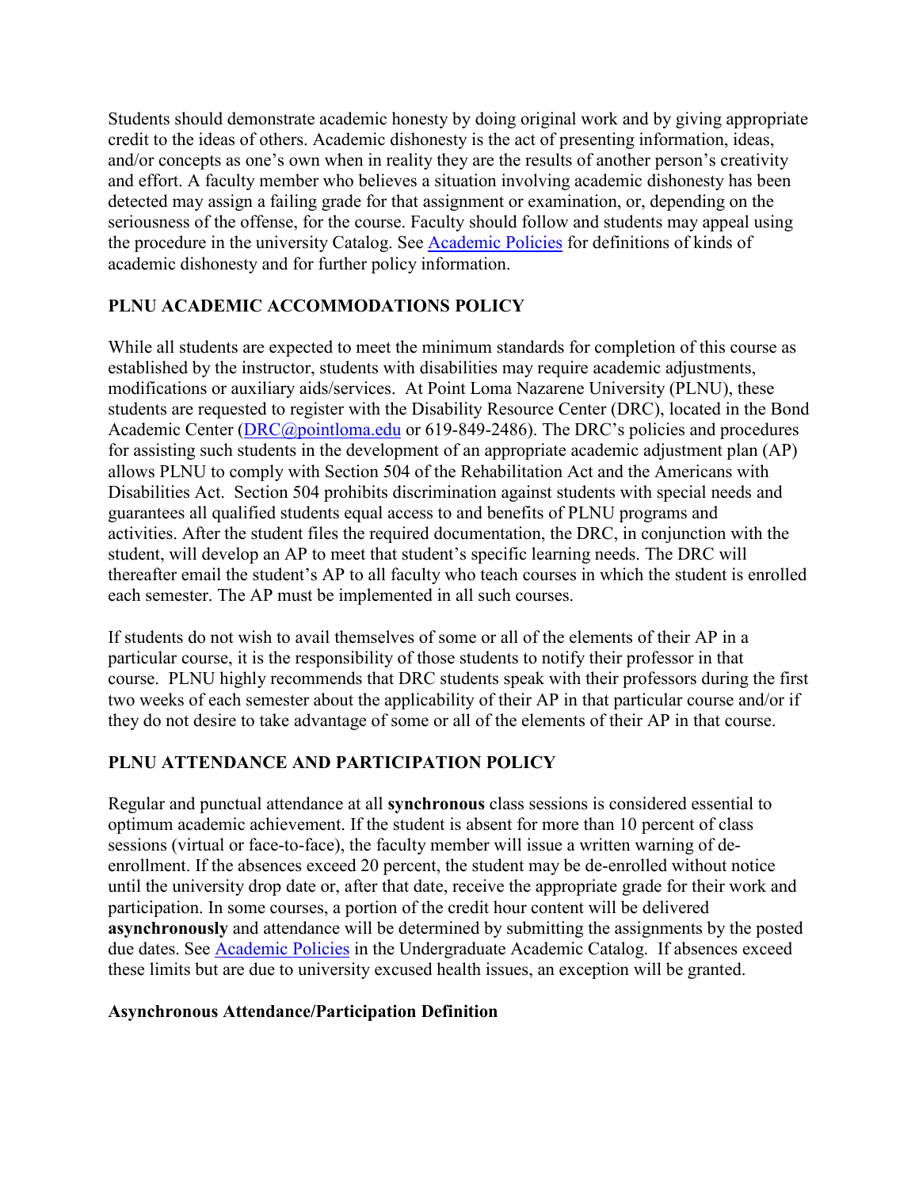Students should demonstrate academic honesty by doing original work and by giving appropriate credit to the ideas of others. Academic dishonesty is the act of presenting information, ideas, and/or concepts as one's own when in reality they are the results of another person's creativity and effort. A faculty member who believes a situation involving academic dishonesty has been detected may assign a failing grade for that assignment or examination, or, depending on the seriousness of the offense, for the course. Faculty should follow and students may appeal using the procedure in the university Catalog. See [Academic Policies] for definitions of kinds of academic dishonesty and for further policy information.

## PLNU ACADEMIC ACCOMMODATIONS POLICY

While all students are expected to meet the minimum standards for completion of this course as established by the instructor, students with disabilities may require academic adjustments, modifications or auxiliary aids/services. At Point Loma Nazarene University (PLNU), these students are requested to register with the Disability Resource Center (DRC), located in the Bond Academic Center (DRC@pointloma.edu or 619-849-2486). The DRC's policies and procedures for assisting such students in the development of an appropriate academic adjustment plan (AP) allows PLNU to comply with Section 504 of the Rehabilitation Act and the Americans with Disabilities Act. Section 504 prohibits discrimination against students with special needs and guarantees all qualified students equal access to and benefits of PLNU programs and activities. After the student files the required documentation, the DRC, in conjunction with the student, will develop an AP to meet that student's specific learning needs. The DRC will thereafter email the student's AP to all faculty who teach courses in which the student is enrolled each semester. The AP must be implemented in all such courses.

If students do not wish to avail themselves of some or all of the elements of their AP in a particular course, it is the responsibility of those students to notify their professor in that course. PLNU highly recommends that DRC students speak with their professors during the first two weeks of each semester about the applicability of their AP in that particular course and/or if they do not desire to take advantage of some or all of the elements of their AP in that course.

## PLNU ATTENDANCE AND PARTICIPATION POLICY

Regular and punctual attendance at all **synchronous** class sessions is considered essential to optimum academic achievement. If the student is absent for more than 10 percent of class sessions (virtual or face-to-face), the faculty member will issue a written warning of de-enrollment. If the absences exceed 20 percent, the student may be de-enrolled without notice until the university drop date or, after that date, receive the appropriate grade for their work and participation. In some courses, a portion of the credit hour content will be delivered **asynchronously** and attendance will be determined by submitting the assignments by the posted due dates. See [Academic Policies] in the Undergraduate Academic Catalog. If absences exceed these limits but are due to university excused health issues, an exception will be granted.

### Asynchronous Attendance/Participation Definition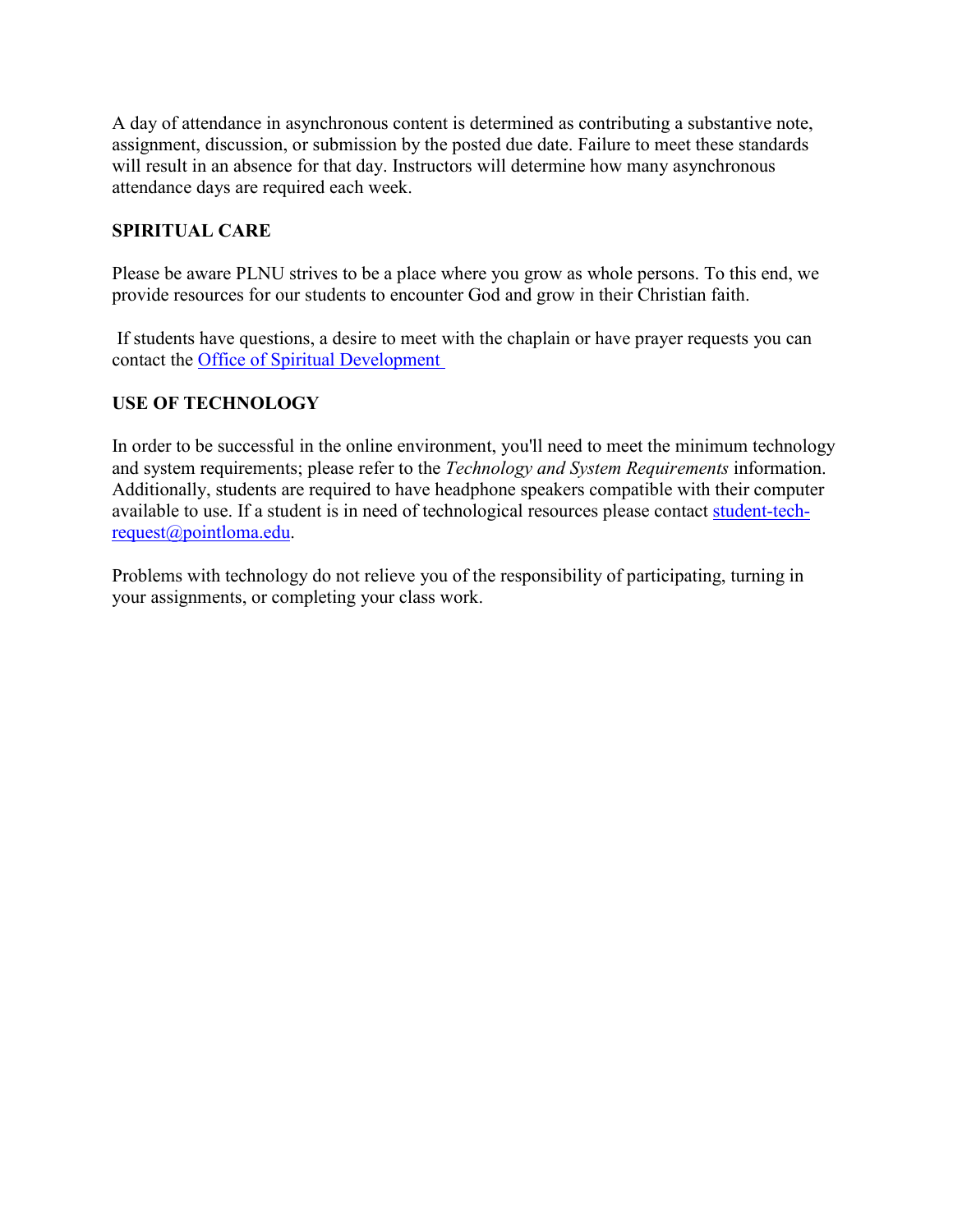A day of attendance in asynchronous content is determined as contributing a substantive note, assignment, discussion, or submission by the posted due date. Failure to meet these standards will result in an absence for that day. Instructors will determine how many asynchronous attendance days are required each week.

**SPIRITUAL CARE**

Please be aware PLNU strives to be a place where you grow as whole persons. To this end, we provide resources for our students to encounter God and grow in their Christian faith.

If students have questions, a desire to meet with the chaplain or have prayer requests you can contact the Office of Spiritual Development

**USE OF TECHNOLOGY**

In order to be successful in the online environment, you'll need to meet the minimum technology and system requirements; please refer to the *Technology and System Requirements* information. Additionally, students are required to have headphone speakers compatible with their computer available to use. If a student is in need of technological resources please contact student-tech-request@pointloma.edu.

Problems with technology do not relieve you of the responsibility of participating, turning in your assignments, or completing your class work.